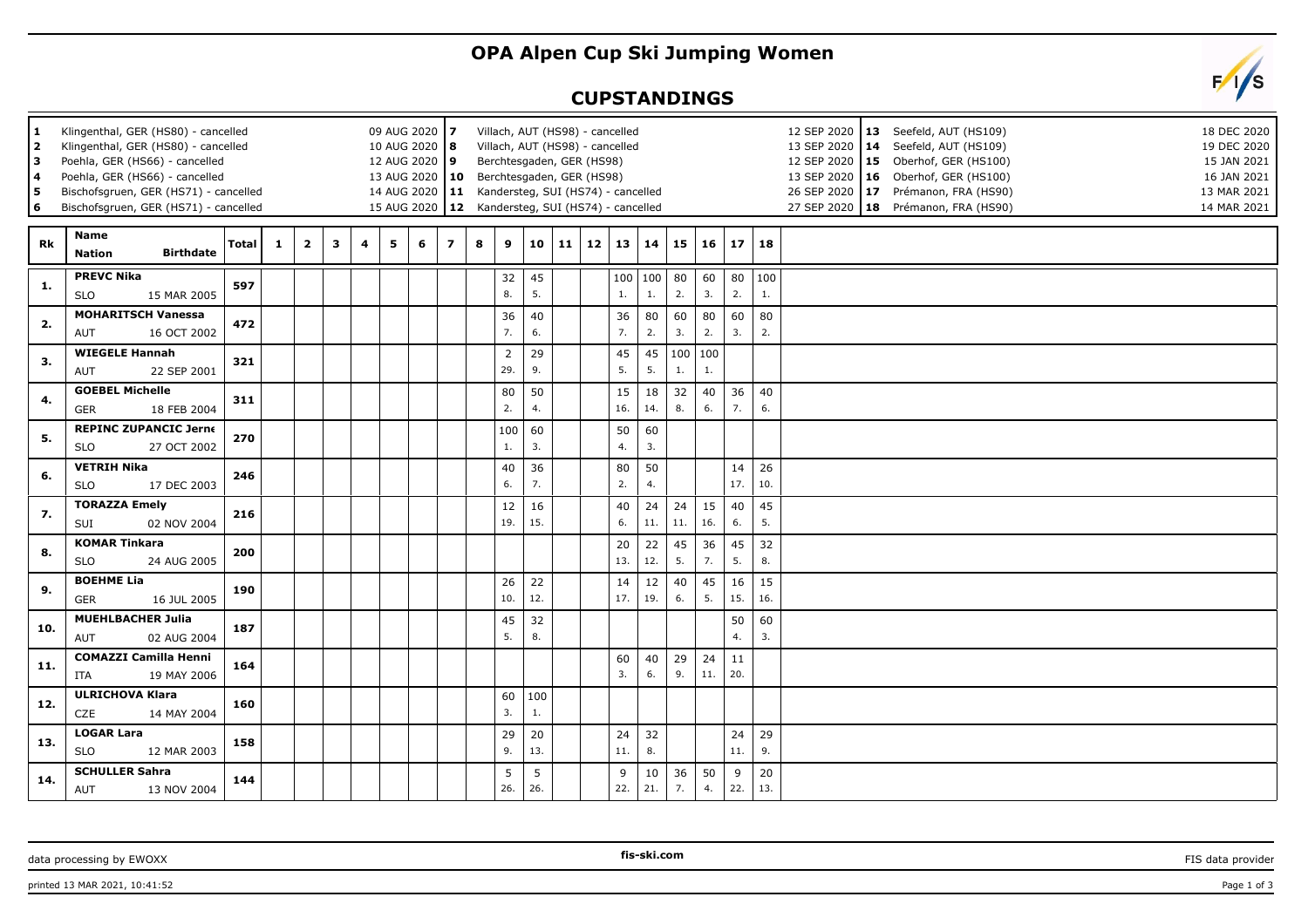# OPA Alpen Cup Ski Jumping Women

## CUPSTANDINGS

| | | | | | | | |
|---|---|---|---|---|---|---|---|
| 1 | Klingenthal, GER (HS80) - cancelled | 09 AUG 2020 | 7 | Villach, AUT (HS98) - cancelled | 12 SEP 2020 | 13 | Seefeld, AUT (HS109) | 18 DEC 2020 |
| 2 | Klingenthal, GER (HS80) - cancelled | 10 AUG 2020 | 8 | Villach, AUT (HS98) - cancelled | 13 SEP 2020 | 14 | Seefeld, AUT (HS109) | 19 DEC 2020 |
| 3 | Poehla, GER (HS66) - cancelled | 12 AUG 2020 | 9 | Berchtesgaden, GER (HS98) | 12 SEP 2020 | 15 | Oberhof, GER (HS100) | 15 JAN 2021 |
| 4 | Poehla, GER (HS66) - cancelled | 13 AUG 2020 | 10 | Berchtesgaden, GER (HS98) | 13 SEP 2020 | 16 | Oberhof, GER (HS100) | 16 JAN 2021 |
| 5 | Bischofsgruen, GER (HS71) - cancelled | 14 AUG 2020 | 11 | Kandersteg, SUI (HS74) - cancelled | 26 SEP 2020 | 17 | Prémanon, FRA (HS90) | 13 MAR 2021 |
| 6 | Bischofsgruen, GER (HS71) - cancelled | 15 AUG 2020 | 12 | Kandersteg, SUI (HS74) - cancelled | 27 SEP 2020 | 18 | Prémanon, FRA (HS90) | 14 MAR 2021 |

| Rk | Name / Nation / Birthdate | Total | 1 | 2 | 3 | 4 | 5 | 6 | 7 | 8 | 9 | 10 | 11 | 12 | 13 | 14 | 15 | 16 | 17 | 18 |
|---|---|---|---|---|---|---|---|---|---|---|---|---|---|---|---|---|---|---|---|---|
| 1. | **PREVC Nika** SLO 15 MAR 2005 | 597 | | | | | | | | | 32 8. | 45 5. | | | 100 1. | 100 1. | 80 2. | 60 3. | 80 2. | 100 1. |
| 2. | **MOHARITSCH Vanessa** AUT 16 OCT 2002 | 472 | | | | | | | | | 36 7. | 40 6. | | | 36 7. | 80 2. | 60 3. | 80 2. | 60 3. | 80 2. |
| 3. | **WIEGELE Hannah** AUT 22 SEP 2001 | 321 | | | | | | | | | 2 29. | 29 9. | | | 45 5. | 45 5. | 100 1. | 100 1. | | |
| 4. | **GOEBEL Michelle** GER 18 FEB 2004 | 311 | | | | | | | | | 80 2. | 50 4. | | | 15 16. | 18 14. | 32 8. | 40 6. | 36 7. | 40 6. |
| 5. | **REPINC ZUPANCIC Jerne** SLO 27 OCT 2002 | 270 | | | | | | | | | 100 1. | 60 3. | | | 50 4. | 60 3. | | | | |
| 6. | **VETRIH Nika** SLO 17 DEC 2003 | 246 | | | | | | | | | 40 6. | 36 7. | | | 80 2. | 50 4. | | | 14 17. | 26 10. |
| 7. | **TORAZZA Emely** SUI 02 NOV 2004 | 216 | | | | | | | | | 12 19. | 16 15. | | | 40 6. | 24 11. | 24 11. | 15 16. | 40 6. | 45 5. |
| 8. | **KOMAR Tinkara** SLO 24 AUG 2005 | 200 | | | | | | | | | | | | | 20 13. | 22 12. | 45 5. | 36 7. | 45 5. | 32 8. |
| 9. | **BOEHME Lia** GER 16 JUL 2005 | 190 | | | | | | | | | 26 10. | 22 12. | | | 14 17. | 12 19. | 40 6. | 45 5. | 16 15. | 15 16. |
| 10. | **MUEHLBACHER Julia** AUT 02 AUG 2004 | 187 | | | | | | | | | 45 5. | 32 8. | | | | | | | 50 4. | 60 3. |
| 11. | **COMAZZI Camilla Henni** ITA 19 MAY 2006 | 164 | | | | | | | | | | | | | 60 3. | 40 6. | 29 9. | 24 11. | 11 20. | |
| 12. | **ULRICHOVA Klara** CZE 14 MAY 2004 | 160 | | | | | | | | | 60 3. | 100 1. | | | | | | | | |
| 13. | **LOGAR Lara** SLO 12 MAR 2003 | 158 | | | | | | | | | 29 9. | 20 13. | | | 24 11. | 32 8. | | | 24 11. | 29 9. |
| 14. | **SCHULLER Sahra** AUT 13 NOV 2004 | 144 | | | | | | | | | 5 26. | 5 26. | | | 9 22. | 10 21. | 36 7. | 50 4. | 9 22. | 20 13. |

data processing by EWOXX — fis-ski.com — FIS data provider

printed 13 MAR 2021, 10:41:52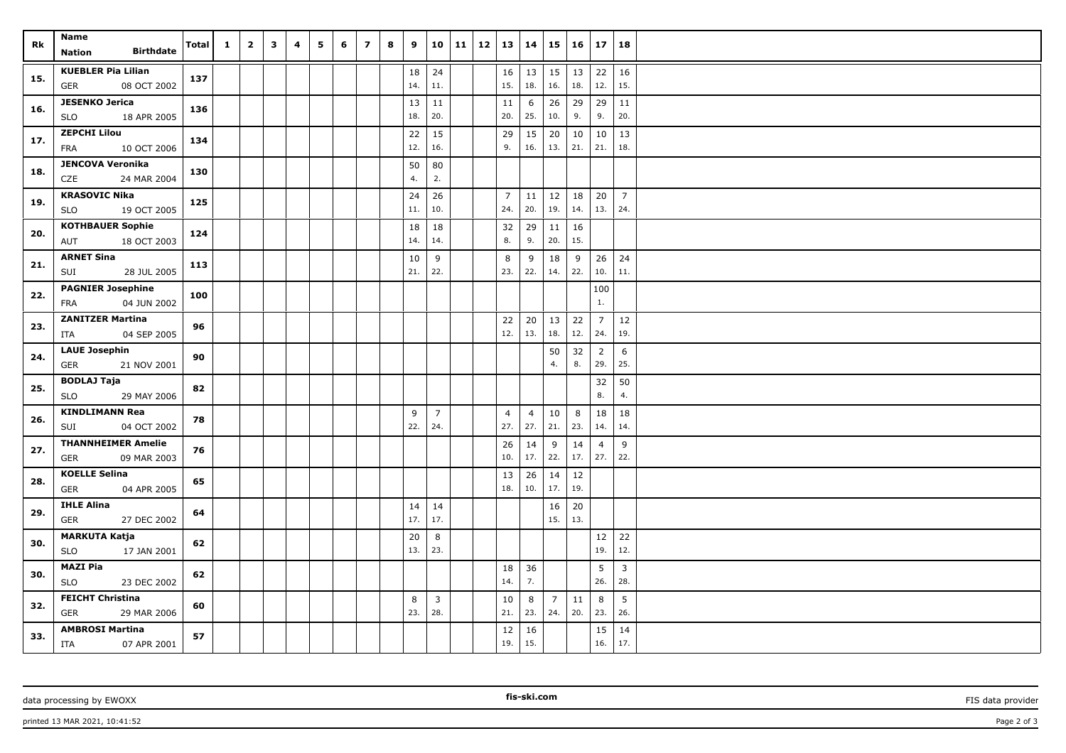| Rk | Name<br>Nation Birthdate | Total | 1 | 2 | 3 | 4 | 5 | 6 | 7 | 8 | 9 | 10 | 11 | 12 | 13 | 14 | 15 | 16 | 17 | 18 |
|---|---|---|---|---|---|---|---|---|---|---|---|---|---|---|---|---|---|---|---|---|
| 15. | KUEBLER Pia Lilian<br>GER 08 OCT 2002 | 137 | | | | | | | | | 18<br>14. | 24<br>11. | | | 16<br>15. | 13<br>18. | 15<br>16. | 13<br>18. | 22<br>12. | 16<br>15. |
| 16. | JESENKO Jerica<br>SLO 18 APR 2005 | 136 | | | | | | | | | 13<br>18. | 11<br>20. | | | 11<br>20. | 6<br>25. | 26<br>10. | 29<br>9. | 29<br>9. | 11<br>20. |
| 17. | ZEPCHI Lilou<br>FRA 10 OCT 2006 | 134 | | | | | | | | | 22<br>12. | 15<br>16. | | | 29<br>9. | 15<br>16. | 20<br>13. | 10<br>21. | 10<br>21. | 13<br>18. |
| 18. | JENCOVA Veronika<br>CZE 24 MAR 2004 | 130 | | | | | | | | | 50<br>4. | 80<br>2. | | | | | | | | |
| 19. | KRASOVIC Nika<br>SLO 19 OCT 2005 | 125 | | | | | | | | | 24<br>11. | 26<br>10. | | | 7<br>24. | 11<br>20. | 12<br>19. | 18<br>14. | 20<br>13. | 7<br>24. |
| 20. | KOTHBAUER Sophie<br>AUT 18 OCT 2003 | 124 | | | | | | | | | 18<br>14. | 18<br>14. | | | 32<br>8. | 29<br>9. | 11<br>20. | 16<br>15. | | |
| 21. | ARNET Sina<br>SUI 28 JUL 2005 | 113 | | | | | | | | | 10<br>21. | 9<br>22. | | | 8<br>23. | 9<br>22. | 18<br>14. | 9<br>22. | 26<br>10. | 24<br>11. |
| 22. | PAGNIER Josephine<br>FRA 04 JUN 2002 | 100 | | | | | | | | | | | | | | | | | 100<br>1. | |
| 23. | ZANITZER Martina<br>ITA 04 SEP 2005 | 96 | | | | | | | | | | | | | 22<br>12. | 20<br>13. | 13<br>18. | 22<br>12. | 7<br>24. | 12<br>19. |
| 24. | LAUE Josephin<br>GER 21 NOV 2001 | 90 | | | | | | | | | | | | | | | 50<br>4. | 32<br>8. | 2<br>29. | 6<br>25. |
| 25. | BODLAJ Taja<br>SLO 29 MAY 2006 | 82 | | | | | | | | | | | | | | | | | 32<br>8. | 50<br>4. |
| 26. | KINDLIMANN Rea<br>SUI 04 OCT 2002 | 78 | | | | | | | | | 9<br>22. | 7<br>24. | | | 4<br>27. | 4<br>27. | 10<br>21. | 8<br>23. | 18<br>14. | 18<br>14. |
| 27. | THANNHEIMER Amelie<br>GER 09 MAR 2003 | 76 | | | | | | | | | | | | | 26<br>10. | 14<br>17. | 9<br>22. | 14<br>17. | 4<br>27. | 9<br>22. |
| 28. | KOELLE Selina<br>GER 04 APR 2005 | 65 | | | | | | | | | | | | | 13<br>18. | 26<br>10. | 14<br>17. | 12<br>19. | | |
| 29. | IHLE Alina<br>GER 27 DEC 2002 | 64 | | | | | | | | | 14<br>17. | 14<br>17. | | | | | 16<br>15. | 20<br>13. | | |
| 30. | MARKUTA Katja<br>SLO 17 JAN 2001 | 62 | | | | | | | | | 20<br>13. | 8<br>23. | | | | | | | 12<br>19. | 22<br>12. |
| 30. | MAZI Pia<br>SLO 23 DEC 2002 | 62 | | | | | | | | | | | | | 18<br>14. | 36<br>7. | | | 5<br>26. | 3<br>28. |
| 32. | FEICHT Christina<br>GER 29 MAR 2006 | 60 | | | | | | | | | 8<br>23. | 3<br>28. | | | 10<br>21. | 8<br>23. | 7<br>24. | 11<br>20. | 8<br>23. | 5<br>26. |
| 33. | AMBROSI Martina<br>ITA 07 APR 2001 | 57 | | | | | | | | | | | | | 12<br>19. | 16<br>15. | | | 15<br>16. | 14<br>17. |

data processing by EWOXX fis-ski.com FIS data provider

printed 13 MAR 2021, 10:41:52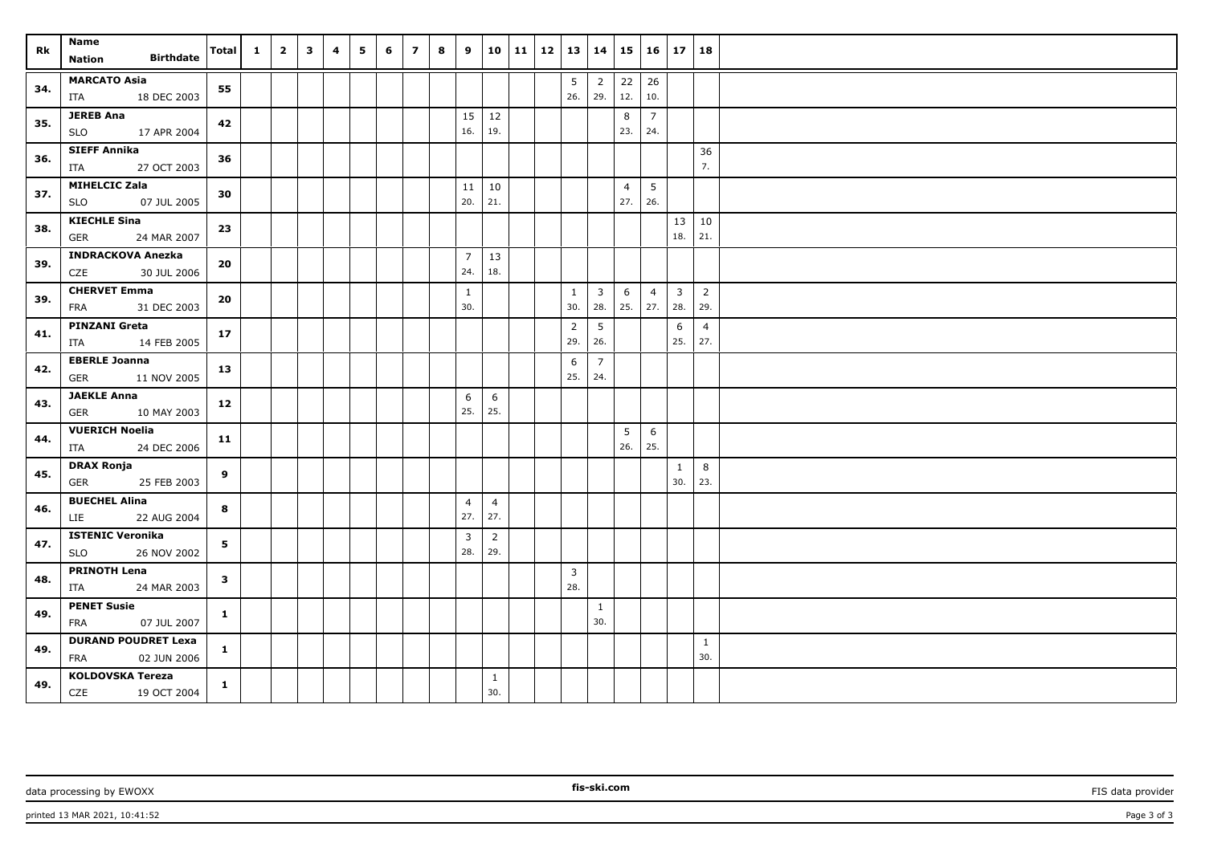| Rk | Name<br>Nation Birthdate | Total | 1 | 2 | 3 | 4 | 5 | 6 | 7 | 8 | 9 | 10 | 11 | 12 | 13 | 14 | 15 | 16 | 17 | 18 |
|---|---|---|---|---|---|---|---|---|---|---|---|---|---|---|---|---|---|---|---|---|
| 34. | **MARCATO Asia**<br>ITA 18 DEC 2003 | **55** | | | | | | | | | | | | | 5<br>26. | 2<br>29. | 22<br>12. | 26<br>10. | | |
| 35. | **JEREB Ana**<br>SLO 17 APR 2004 | **42** | | | | | | | | | 15<br>16. | 12<br>19. | | | | | 8<br>23. | 7<br>24. | | |
| 36. | **SIEFF Annika**<br>ITA 27 OCT 2003 | **36** | | | | | | | | | | | | | | | | | | 36<br>7. |
| 37. | **MIHELCIC Zala**<br>SLO 07 JUL 2005 | **30** | | | | | | | | | 11<br>20. | 10<br>21. | | | | | 4<br>27. | 5<br>26. | | |
| 38. | **KIECHLE Sina**<br>GER 24 MAR 2007 | **23** | | | | | | | | | | | | | | | | | 13<br>18. | 10<br>21. |
| 39. | **INDRACKOVA Anezka**<br>CZE 30 JUL 2006 | **20** | | | | | | | | | 7<br>24. | 13<br>18. | | | | | | | | |
| 39. | **CHERVET Emma**<br>FRA 31 DEC 2003 | **20** | | | | | | | | | 1<br>30. | | | | 1<br>30. | 3<br>28. | 6<br>25. | 4<br>27. | 3<br>28. | 2<br>29. |
| 41. | **PINZANI Greta**<br>ITA 14 FEB 2005 | **17** | | | | | | | | | | | | | 2<br>29. | 5<br>26. | | | 6<br>25. | 4<br>27. |
| 42. | **EBERLE Joanna**<br>GER 11 NOV 2005 | **13** | | | | | | | | | | | | | 6<br>25. | 7<br>24. | | | | |
| 43. | **JAEKLE Anna**<br>GER 10 MAY 2003 | **12** | | | | | | | | | 6<br>25. | 6<br>25. | | | | | | | | |
| 44. | **VUERICH Noelia**<br>ITA 24 DEC 2006 | **11** | | | | | | | | | | | | | | | 5<br>26. | 6<br>25. | | |
| 45. | **DRAX Ronja**<br>GER 25 FEB 2003 | **9** | | | | | | | | | | | | | | | | | 1<br>30. | 8<br>23. |
| 46. | **BUECHEL Alina**<br>LIE 22 AUG 2004 | **8** | | | | | | | | | 4<br>27. | 4<br>27. | | | | | | | | |
| 47. | **ISTENIC Veronika**<br>SLO 26 NOV 2002 | **5** | | | | | | | | | 3<br>28. | 2<br>29. | | | | | | | | |
| 48. | **PRINOTH Lena**<br>ITA 24 MAR 2003 | **3** | | | | | | | | | | | | | 3<br>28. | | | | | |
| 49. | **PENET Susie**<br>FRA 07 JUL 2007 | **1** | | | | | | | | | | | | | | 1<br>30. | | | | |
| 49. | **DURAND POUDRET Lexa**<br>FRA 02 JUN 2006 | **1** | | | | | | | | | | | | | | | | | | 1<br>30. |
| 49. | **KOLDOVSKA Tereza**<br>CZE 19 OCT 2004 | **1** | | | | | | | | | | 1<br>30. | | | | | | | | |

data processing by EWOXX | fis-ski.com | FIS data provider

printed 13 MAR 2021, 10:41:52